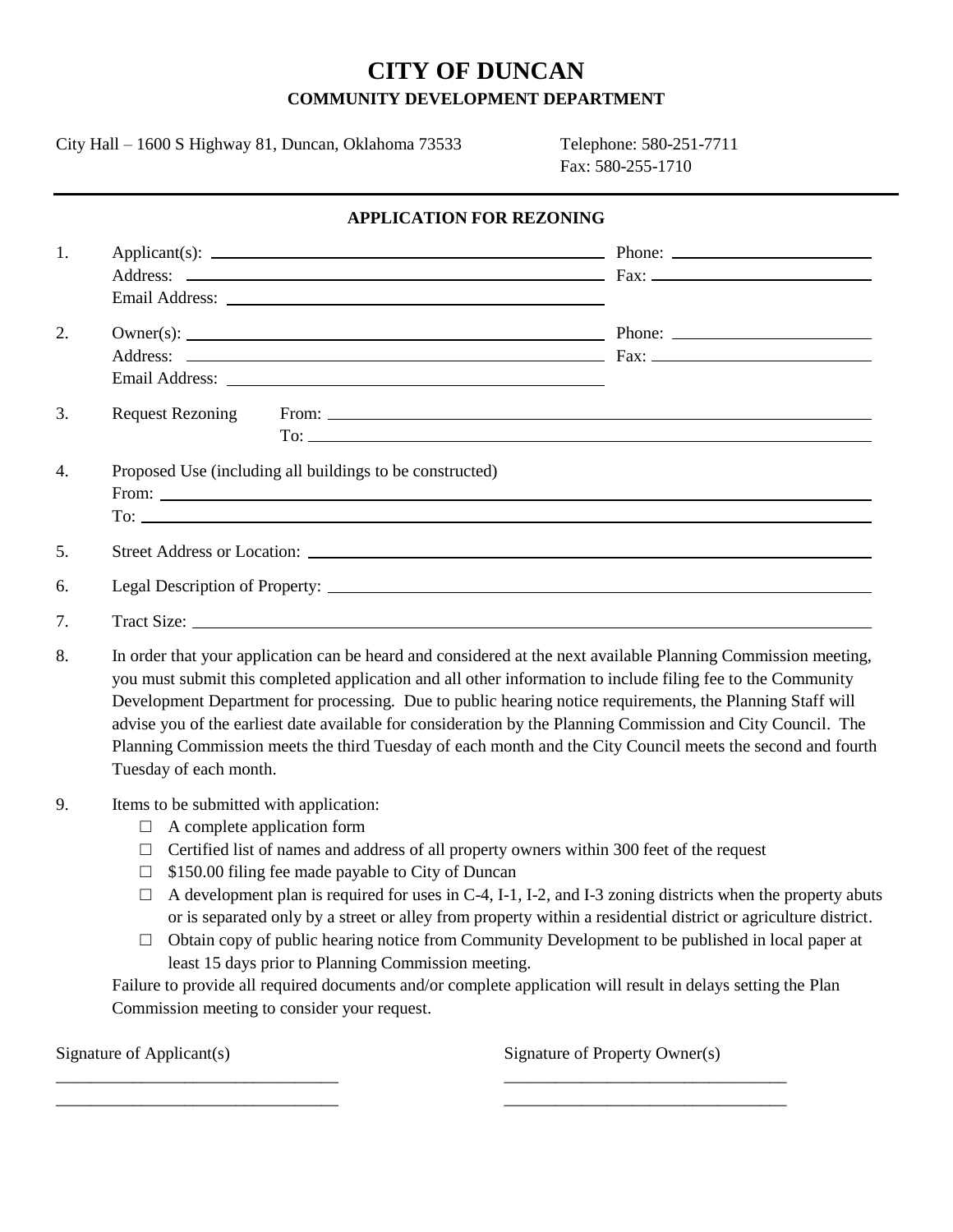# CITY OF DUNCAN

## COMMUNITY DEVELOPMENT DEPARTMENT

City Hall – 1600 S Highway 81, Duncan, Oklahoma 73533

Telephone: 580-251-7711
Fax: 580-255-1710

### APPLICATION FOR REZONING

1. Applicant(s): ______________________ Phone: ______________________
   Address: ______________________ Fax: ______________________
   Email Address: ______________________

2. Owner(s): ______________________ Phone: ______________________
   Address: ______________________ Fax: ______________________
   Email Address: ______________________

3. Request Rezoning From: ______________________
   To: ______________________

4. Proposed Use (including all buildings to be constructed)
   From: ______________________
   To: ______________________

5. Street Address or Location: ______________________

6. Legal Description of Property: ______________________

7. Tract Size: ______________________

8. In order that your application can be heard and considered at the next available Planning Commission meeting, you must submit this completed application and all other information to include filing fee to the Community Development Department for processing. Due to public hearing notice requirements, the Planning Staff will advise you of the earliest date available for consideration by the Planning Commission and City Council. The Planning Commission meets the third Tuesday of each month and the City Council meets the second and fourth Tuesday of each month.

9. Items to be submitted with application:
   - ☐ A complete application form
   - ☐ Certified list of names and address of all property owners within 300 feet of the request
   - ☐ $150.00 filing fee made payable to City of Duncan
   - ☐ A development plan is required for uses in C-4, I-1, I-2, and I-3 zoning districts when the property abuts or is separated only by a street or alley from property within a residential district or agriculture district.
   - ☐ Obtain copy of public hearing notice from Community Development to be published in local paper at least 15 days prior to Planning Commission meeting.

   Failure to provide all required documents and/or complete application will result in delays setting the Plan Commission meeting to consider your request.

Signature of Applicant(s)

______________________________

______________________________

Signature of Property Owner(s)

______________________________

______________________________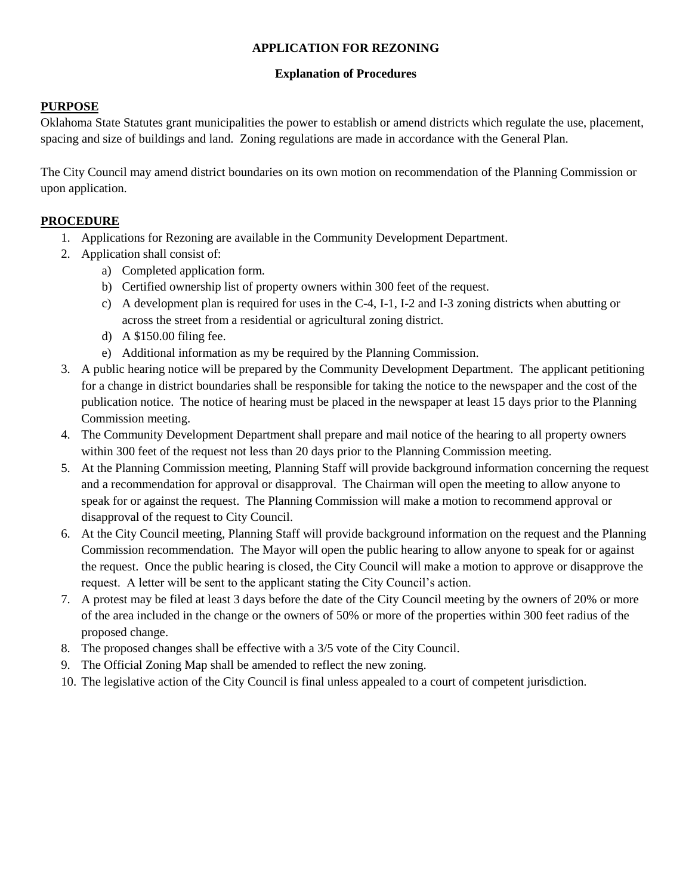# APPLICATION FOR REZONING

## Explanation of Procedures

### PURPOSE

Oklahoma State Statutes grant municipalities the power to establish or amend districts which regulate the use, placement, spacing and size of buildings and land. Zoning regulations are made in accordance with the General Plan.

The City Council may amend district boundaries on its own motion on recommendation of the Planning Commission or upon application.

### PROCEDURE

1. Applications for Rezoning are available in the Community Development Department.
2. Application shall consist of:
   a) Completed application form.
   b) Certified ownership list of property owners within 300 feet of the request.
   c) A development plan is required for uses in the C-4, I-1, I-2 and I-3 zoning districts when abutting or across the street from a residential or agricultural zoning district.
   d) A $150.00 filing fee.
   e) Additional information as my be required by the Planning Commission.
3. A public hearing notice will be prepared by the Community Development Department. The applicant petitioning for a change in district boundaries shall be responsible for taking the notice to the newspaper and the cost of the publication notice. The notice of hearing must be placed in the newspaper at least 15 days prior to the Planning Commission meeting.
4. The Community Development Department shall prepare and mail notice of the hearing to all property owners within 300 feet of the request not less than 20 days prior to the Planning Commission meeting.
5. At the Planning Commission meeting, Planning Staff will provide background information concerning the request and a recommendation for approval or disapproval. The Chairman will open the meeting to allow anyone to speak for or against the request. The Planning Commission will make a motion to recommend approval or disapproval of the request to City Council.
6. At the City Council meeting, Planning Staff will provide background information on the request and the Planning Commission recommendation. The Mayor will open the public hearing to allow anyone to speak for or against the request. Once the public hearing is closed, the City Council will make a motion to approve or disapprove the request. A letter will be sent to the applicant stating the City Council's action.
7. A protest may be filed at least 3 days before the date of the City Council meeting by the owners of 20% or more of the area included in the change or the owners of 50% or more of the properties within 300 feet radius of the proposed change.
8. The proposed changes shall be effective with a 3/5 vote of the City Council.
9. The Official Zoning Map shall be amended to reflect the new zoning.
10. The legislative action of the City Council is final unless appealed to a court of competent jurisdiction.